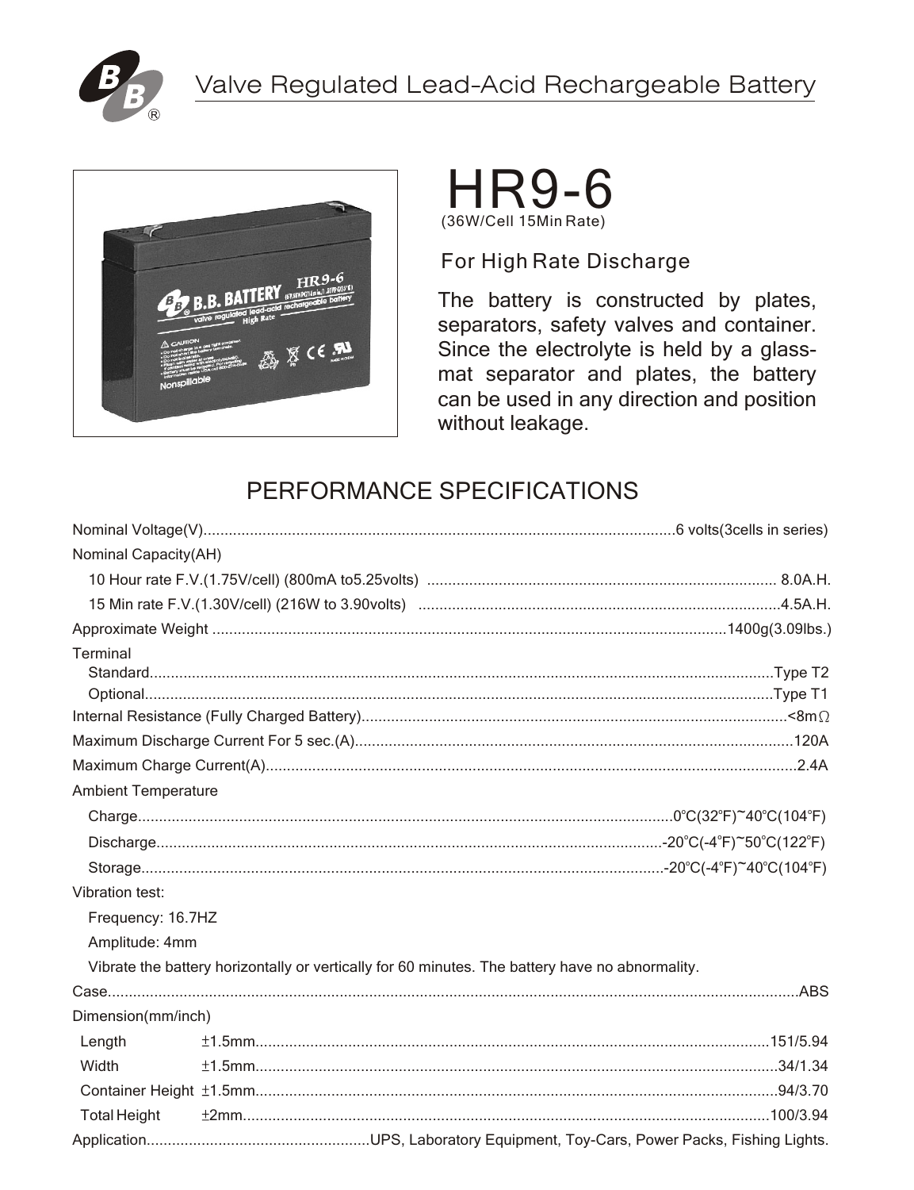# Valve Regulated Lead-Acid Rechargeable Battery

# HR9-6

(36W/Cell 15Min Rate)

## For High Rate Discharge

The battery is constructed by plates, separators, safety valves and container. Since the electrolyte is held by a glass-mat separator and plates, the battery can be used in any direction and position without leakage.

## PERFORMANCE SPECIFICATIONS

Nominal Voltage(V)............6 volts(3cells in series)

Nominal Capacity(AH)

- 10 Hour rate F.V.(1.75V/cell) (800mA to5.25volts) ............ 8.0A.H.
- 15 Min rate F.V.(1.30V/cell) (216W to 3.90volts) ............4.5A.H.

Approximate Weight ............1400g(3.09lbs.)

Terminal

- Standard............Type T2
- Optional............Type T1

Internal Resistance (Fully Charged Battery)............<8mΩ

Maximum Discharge Current For 5 sec.(A)............120A

Maximum Charge Current(A)............2.4A

Ambient Temperature

- Charge............0℃(32℉)~40℃(104℉)
- Discharge............-20℃(-4℉)~50℃(122℉)
- Storage............-20℃(-4℉)~40℃(104℉)

Vibration test:

- Frequency: 16.7HZ
- Amplitude: 4mm
- Vibrate the battery horizontally or vertically for 60 minutes. The battery have no abnormality.

Case............ABS

Dimension(mm/inch)

| | Tolerance | mm/inch |
|---|---|---|
| Length | ±1.5mm | 151/5.94 |
| Width | ±1.5mm | 34/1.34 |
| Container Height | ±1.5mm | 94/3.70 |
| Total Height | ±2mm | 100/3.94 |

Application............UPS, Laboratory Equipment, Toy-Cars, Power Packs, Fishing Lights.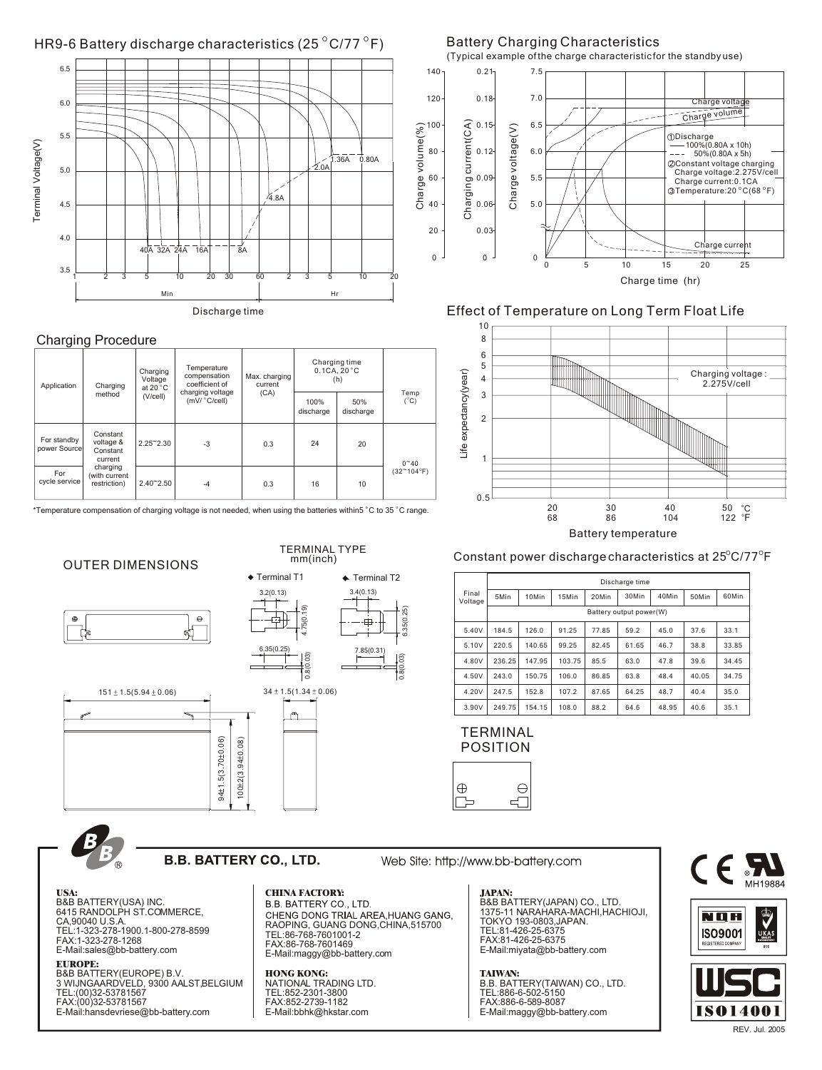## HR9-6 Battery discharge characteristics (25 °C/77 °F)

Terminal Voltage(V)

6.5
6.0
5.5
5.0
4.5
4.0
3.5

1.36A 0.80A
2.0A
4.8A
40A 32A 24A 16A 8A

1 2 3 5 10 20 30 60 2 3 5 10 20

Min Hr

Discharge time

## Battery Charging Characteristics

(Typical example of the charge characteristic for the standby use)

Charge volume(%) 140 120 100 80 60 40 20 0

Charging current(CA) 0.21 0.18 0.15 0.12 0.09 0.06 0.03 0

Charge voltage(V) 7.5 7.0 6.5 6.0 5.5 5.0 0

Charge voltage

Charge volume

①Discharge
—— 100%(0.80A x 10h)
- - - 50%(0.80A x 5h)
②Constant voltage charging
Charge voltage:2.275V/cell
Charge current:0.1CA
③Temperature:20 °C(68 °F)

Charge current

0 5 10 15 20 25

Charge time (hr)

## Charging Procedure

| Application | Charging method | Charging Voltage at 20 °C (V/cell) | Temperature compensation coefficient of charging voltage (mV/ °C/cell) | Max. charging current (CA) | Charging time 0.1CA, 20 °C (h) | | Temp (°C) |
|---|---|---|---|---|---|---|---|
| | | | | | 100% discharge | 50% discharge | |
| For standby power Source | Constant voltage & Constant current charging (with current restriction) | 2.25~2.30 | -3 | 0.3 | 24 | 20 | 0~40 (32~104°F) |
| For cycle service | | 2.40~2.50 | -4 | 0.3 | 16 | 10 | |

*Temperature compensation of charging voltage is not needed, when using the batteries within5 °C to 35 °C range.

## Effect of Temperature on Long Term Float Life

Life expectancy(year)

10 8 6 5 4 3 2 1 0.5

Charging voltage : 2.275V/cell

20 30 40 50 °C
68 86 104 122 °F

Battery temperature

## OUTER DIMENSIONS

TERMINAL TYPE
mm(inch)

◆ Terminal T1 ◆ Terminal T2

3.2(0.13) 4.75(0.19) 6.35(0.25) 0.8(0.03)

3.4(0.13) 6.35(0.25) 7.85(0.31) 0.8(0.03)

151 ± 1.5(5.94 ± 0.06)

34 ± 1.5(1.34 ± 0.06)

94±1.5(3.70±0.06)

100±2(3.94±0.08)

## Constant power discharge characteristics at 25°C/77°F

| Final Voltage | Discharge time | | | | | | | |
|---|---|---|---|---|---|---|---|---|
| | 5Min | 10Min | 15Min | 20Min | 30Min | 40Min | 50Min | 60Min |
| | Battery output power(W) | | | | | | | |
| 5.40V | 184.5 | 126.0 | 91.25 | 77.85 | 59.2 | 45.0 | 37.6 | 33.1 |
| 5.10V | 220.5 | 140.65 | 99.25 | 82.45 | 61.65 | 46.7 | 38.8 | 33.85 |
| 4.80V | 236.25 | 147.95 | 103.75 | 85.5 | 63.0 | 47.8 | 39.6 | 34.45 |
| 4.50V | 243.0 | 150.75 | 106.0 | 86.85 | 63.8 | 48.4 | 40.05 | 34.75 |
| 4.20V | 247.5 | 152.8 | 107.2 | 87.65 | 64.25 | 48.7 | 40.4 | 35.0 |
| 3.90V | 249.75 | 154.15 | 108.0 | 88.2 | 64.6 | 48.95 | 40.6 | 35.1 |

## TERMINAL POSITION

⊕ ⊖

**B.B. BATTERY CO., LTD.** Web Site: http://www.bb-battery.com

**USA:**
B&B BATTERY(USA) INC.
6415 RANDOLPH ST.COMMERCE,
CA,90040 U.S.A.
TEL:1-323-278-1900.1-800-278-8599
FAX:1-323-278-1268
E-Mail:sales@bb-battery.com

**EUROPE:**
B&B BATTERY(EUROPE) B.V.
3 WIJNGAARDVELD, 9300 AALST,BELGIUM
TEL:(00)32-53781567
FAX:(00)32-53781567
E-Mail:hansdevriese@bb-battery.com

**CHINA FACTORY:**
B.B. BATTERY CO., LTD.
CHENG DONG TRIAL AREA,HUANG GANG,
RAOPING, GUANG DONG,CHINA,515700
TEL:86-768-7601001-2
FAX:86-768-7601469
E-Mail:maggy@bb-battery.com

**HONG KONG:**
NATIONAL TRADING LTD.
TEL:852-2301-3800
FAX:852-2739-1182
E-Mail:bbhk@hkstar.com

**JAPAN:**
B&B BATTERY(JAPAN) CO., LTD.
1375-11 NARAHARA-MACHI,HACHIOJI,
TOKYO 193-0803,JAPAN.
TEL:81-426-25-6375
FAX:81-426-25-6375
E-Mail:miyata@bb-battery.com

**TAIWAN:**
B.B. BATTERY(TAIWAN) CO., LTD.
TEL:886-6-502-5150
FAX:886-6-589-8087
E-Mail:maggy@bb-battery.com

MH19884

ISO9001

ISO14001

REV. Jul. 2005